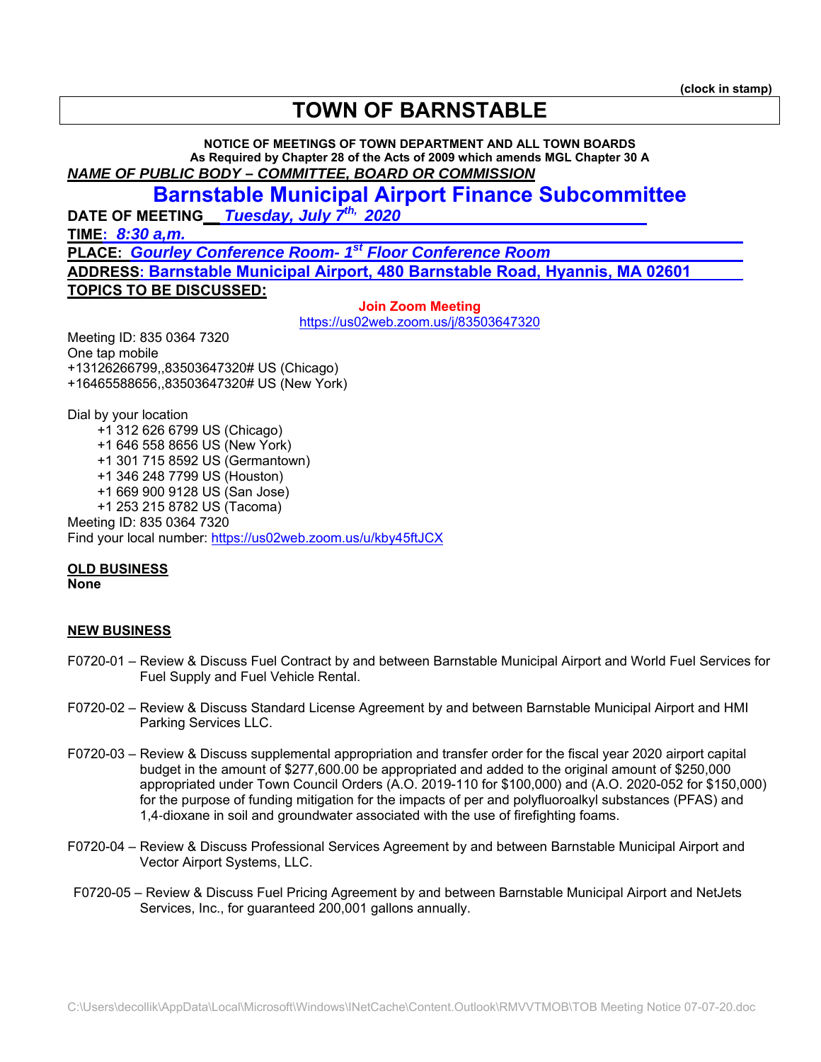(clock in stamp)

# TOWN OF BARNSTABLE

**NOTICE OF MEETINGS OF TOWN DEPARTMENT AND ALL TOWN BOARDS**
**As Required by Chapter 28 of the Acts of 2009 which amends MGL Chapter 30 A**

***NAME OF PUBLIC BODY – COMMITTEE, BOARD OR COMMISSION***

## Barnstable Municipal Airport Finance Subcommittee

**DATE OF MEETING** ***Tuesday, July 7th, 2020***

**TIME:** ***8:30 a,m.***

**PLACE:** ***Gourley Conference Room- 1st Floor Conference Room***

**ADDRESS: Barnstable Municipal Airport, 480 Barnstable Road, Hyannis, MA 02601**

**TOPICS TO BE DISCUSSED:**

**Join Zoom Meeting**
https://us02web.zoom.us/j/83503647320

Meeting ID: 835 0364 7320
One tap mobile
+13126266799,,83503647320# US (Chicago)
+16465588656,,83503647320# US (New York)

Dial by your location
+1 312 626 6799 US (Chicago)
+1 646 558 8656 US (New York)
+1 301 715 8592 US (Germantown)
+1 346 248 7799 US (Houston)
+1 669 900 9128 US (San Jose)
+1 253 215 8782 US (Tacoma)
Meeting ID: 835 0364 7320
Find your local number: https://us02web.zoom.us/u/kby45ftJCX

**OLD BUSINESS**
**None**

**NEW BUSINESS**

F0720-01 – Review & Discuss Fuel Contract by and between Barnstable Municipal Airport and World Fuel Services for Fuel Supply and Fuel Vehicle Rental.

F0720-02 – Review & Discuss Standard License Agreement by and between Barnstable Municipal Airport and HMI Parking Services LLC.

F0720-03 – Review & Discuss supplemental appropriation and transfer order for the fiscal year 2020 airport capital budget in the amount of $277,600.00 be appropriated and added to the original amount of $250,000 appropriated under Town Council Orders (A.O. 2019-110 for $100,000) and (A.O. 2020-052 for $150,000) for the purpose of funding mitigation for the impacts of per and polyfluoroalkyl substances (PFAS) and 1,4-dioxane in soil and groundwater associated with the use of firefighting foams.

F0720-04 – Review & Discuss Professional Services Agreement by and between Barnstable Municipal Airport and Vector Airport Systems, LLC.

F0720-05 – Review & Discuss Fuel Pricing Agreement by and between Barnstable Municipal Airport and NetJets Services, Inc., for guaranteed 200,001 gallons annually.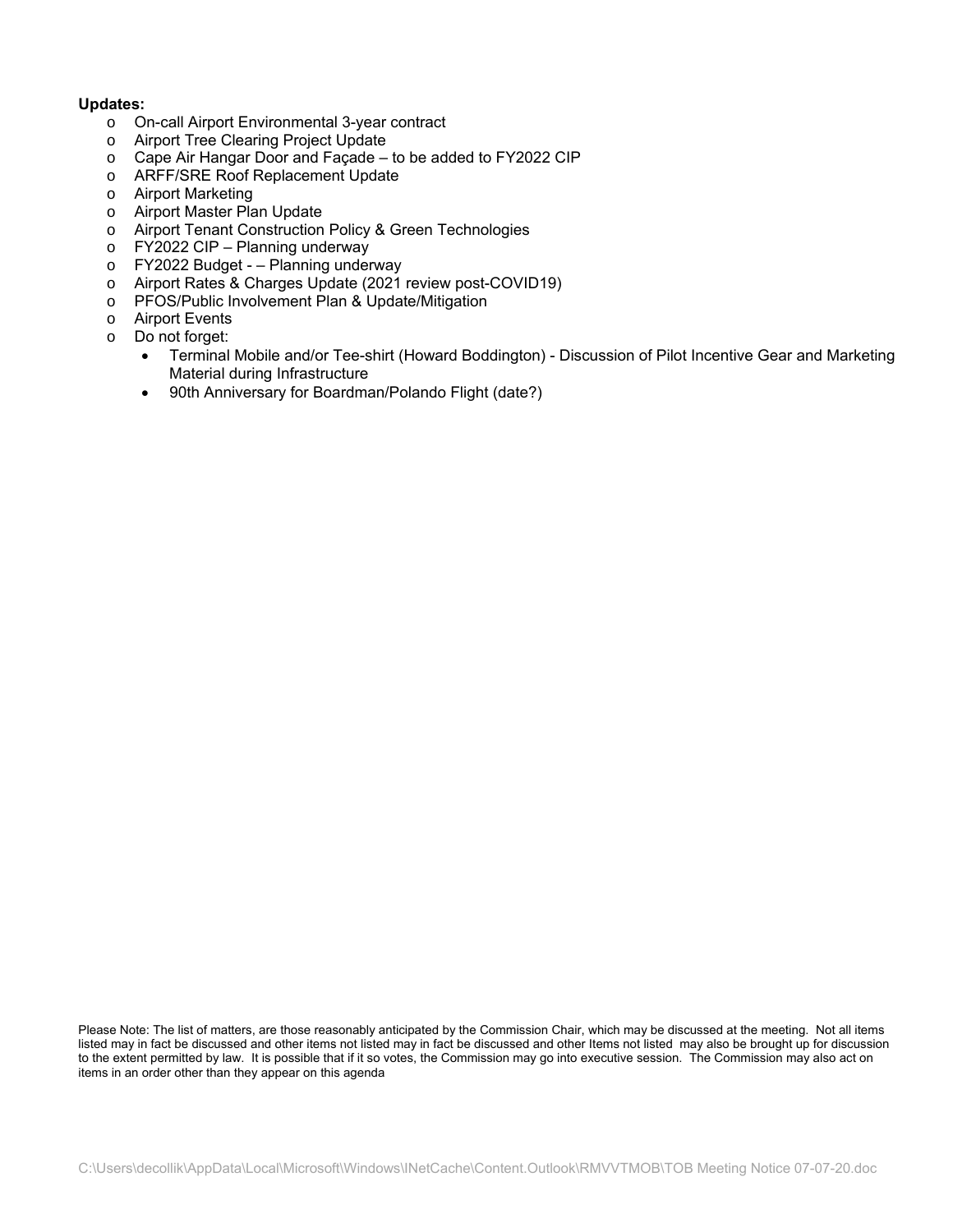**Updates:**

- On-call Airport Environmental 3-year contract
- Airport Tree Clearing Project Update
- Cape Air Hangar Door and Façade – to be added to FY2022 CIP
- ARFF/SRE Roof Replacement Update
- Airport Marketing
- Airport Master Plan Update
- Airport Tenant Construction Policy & Green Technologies
- FY2022 CIP – Planning underway
- FY2022 Budget - – Planning underway
- Airport Rates & Charges Update (2021 review post-COVID19)
- PFOS/Public Involvement Plan & Update/Mitigation
- Airport Events
- Do not forget:
  - Terminal Mobile and/or Tee-shirt (Howard Boddington) - Discussion of Pilot Incentive Gear and Marketing Material during Infrastructure
  - 90th Anniversary for Boardman/Polando Flight (date?)

Please Note: The list of matters, are those reasonably anticipated by the Commission Chair, which may be discussed at the meeting. Not all items listed may in fact be discussed and other items not listed may in fact be discussed and other Items not listed may also be brought up for discussion to the extent permitted by law. It is possible that if it so votes, the Commission may go into executive session. The Commission may also act on items in an order other than they appear on this agenda

C:\Users\decollik\AppData\Local\Microsoft\Windows\INetCache\Content.Outlook\RMVVTMOB\TOB Meeting Notice 07-07-20.doc